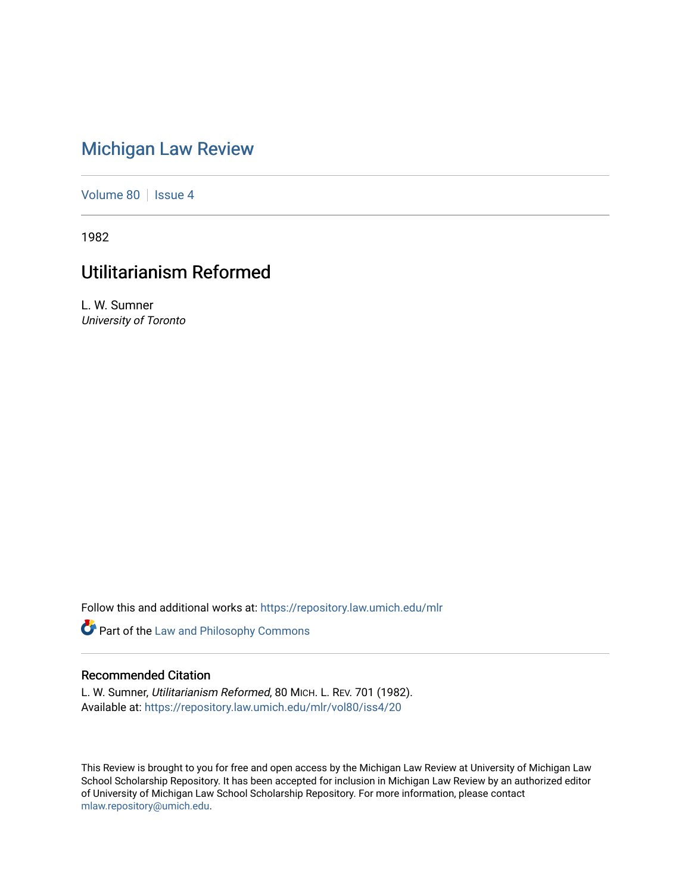# Michigan Law Review

Volume 80 | Issue 4

1982

## Utilitarianism Reformed

L. W. Sumner
*University of Toronto*

Follow this and additional works at: https://repository.law.umich.edu/mlr

Part of the Law and Philosophy Commons

### Recommended Citation

L. W. Sumner, *Utilitarianism Reformed*, 80 MICH. L. REV. 701 (1982).
Available at: https://repository.law.umich.edu/mlr/vol80/iss4/20

This Review is brought to you for free and open access by the Michigan Law Review at University of Michigan Law School Scholarship Repository. It has been accepted for inclusion in Michigan Law Review by an authorized editor of University of Michigan Law School Scholarship Repository. For more information, please contact mlaw.repository@umich.edu.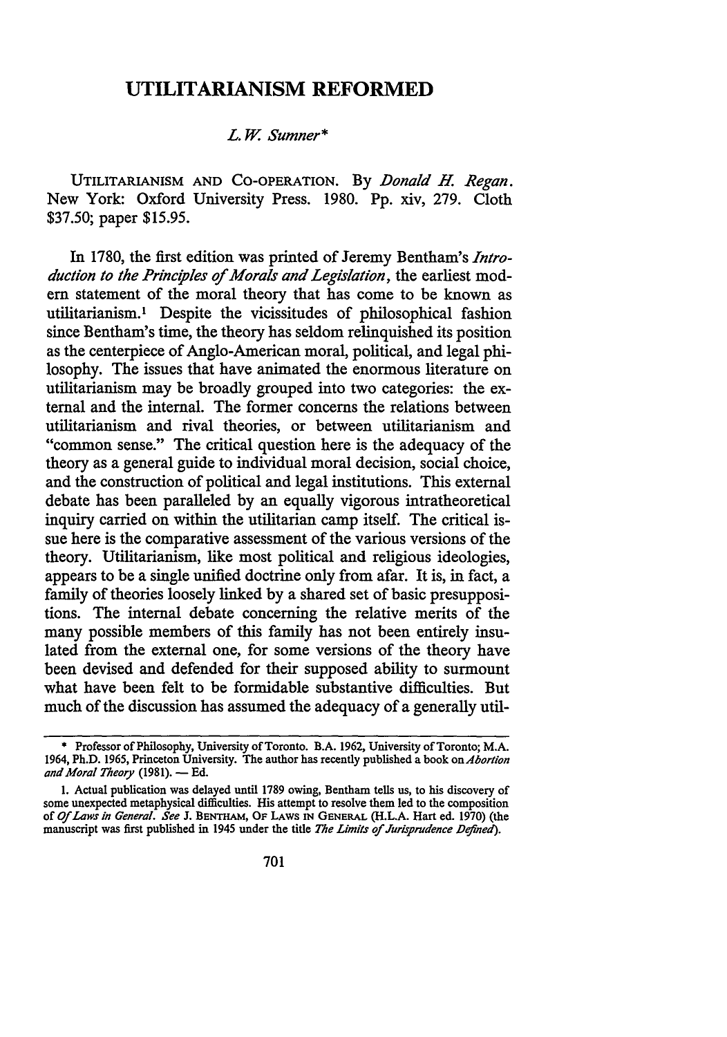# UTILITARIANISM REFORMED

*L. W. Sumner**

UTILITARIANISM AND CO-OPERATION. By *Donald H. Regan*. New York: Oxford University Press. 1980. Pp. xiv, 279. Cloth $37.50; paper $15.95.

In 1780, the first edition was printed of Jeremy Bentham's *Introduction to the Principles of Morals and Legislation*, the earliest modern statement of the moral theory that has come to be known as utilitarianism.[1] Despite the vicissitudes of philosophical fashion since Bentham's time, the theory has seldom relinquished its position as the centerpiece of Anglo-American moral, political, and legal philosophy. The issues that have animated the enormous literature on utilitarianism may be broadly grouped into two categories: the external and the internal. The former concerns the relations between utilitarianism and rival theories, or between utilitarianism and "common sense." The critical question here is the adequacy of the theory as a general guide to individual moral decision, social choice, and the construction of political and legal institutions. This external debate has been paralleled by an equally vigorous intratheoretical inquiry carried on within the utilitarian camp itself. The critical issue here is the comparative assessment of the various versions of the theory. Utilitarianism, like most political and religious ideologies, appears to be a single unified doctrine only from afar. It is, in fact, a family of theories loosely linked by a shared set of basic presuppositions. The internal debate concerning the relative merits of the many possible members of this family has not been entirely insulated from the external one, for some versions of the theory have been devised and defended for their supposed ability to surmount what have been felt to be formidable substantive difficulties. But much of the discussion has assumed the adequacy of a generally util-

---

\* Professor of Philosophy, University of Toronto. B.A. 1962, University of Toronto; M.A. 1964, Ph.D. 1965, Princeton University. The author has recently published a book on *Abortion and Moral Theory* (1981). — Ed.

1. Actual publication was delayed until 1789 owing, Bentham tells us, to his discovery of some unexpected metaphysical difficulties. His attempt to resolve them led to the composition of *Of Laws in General*. *See* J. BENTHAM, OF LAWS IN GENERAL (H.L.A. Hart ed. 1970) (the manuscript was first published in 1945 under the title *The Limits of Jurisprudence Defined*).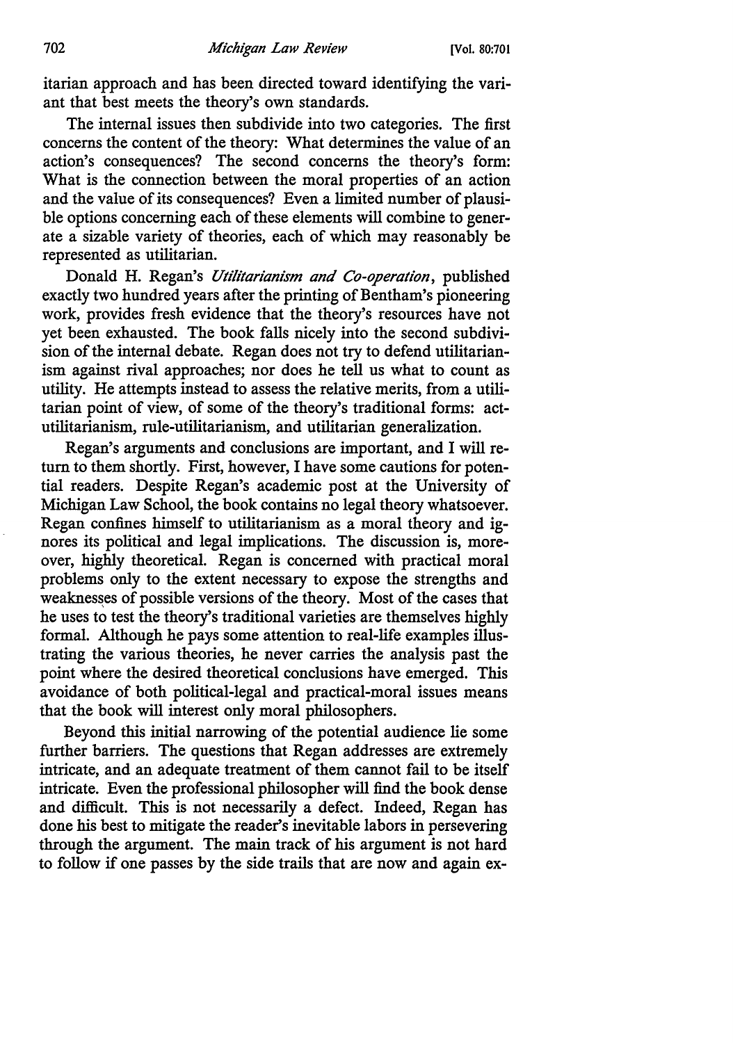itarian approach and has been directed toward identifying the variant that best meets the theory's own standards.

The internal issues then subdivide into two categories. The first concerns the content of the theory: What determines the value of an action's consequences? The second concerns the theory's form: What is the connection between the moral properties of an action and the value of its consequences? Even a limited number of plausible options concerning each of these elements will combine to generate a sizable variety of theories, each of which may reasonably be represented as utilitarian.

Donald H. Regan's *Utilitarianism and Co-operation*, published exactly two hundred years after the printing of Bentham's pioneering work, provides fresh evidence that the theory's resources have not yet been exhausted. The book falls nicely into the second subdivision of the internal debate. Regan does not try to defend utilitarianism against rival approaches; nor does he tell us what to count as utility. He attempts instead to assess the relative merits, from a utilitarian point of view, of some of the theory's traditional forms: act-utilitarianism, rule-utilitarianism, and utilitarian generalization.

Regan's arguments and conclusions are important, and I will return to them shortly. First, however, I have some cautions for potential readers. Despite Regan's academic post at the University of Michigan Law School, the book contains no legal theory whatsoever. Regan confines himself to utilitarianism as a moral theory and ignores its political and legal implications. The discussion is, moreover, highly theoretical. Regan is concerned with practical moral problems only to the extent necessary to expose the strengths and weaknesses of possible versions of the theory. Most of the cases that he uses to test the theory's traditional varieties are themselves highly formal. Although he pays some attention to real-life examples illustrating the various theories, he never carries the analysis past the point where the desired theoretical conclusions have emerged. This avoidance of both political-legal and practical-moral issues means that the book will interest only moral philosophers.

Beyond this initial narrowing of the potential audience lie some further barriers. The questions that Regan addresses are extremely intricate, and an adequate treatment of them cannot fail to be itself intricate. Even the professional philosopher will find the book dense and difficult. This is not necessarily a defect. Indeed, Regan has done his best to mitigate the reader's inevitable labors in persevering through the argument. The main track of his argument is not hard to follow if one passes by the side trails that are now and again ex-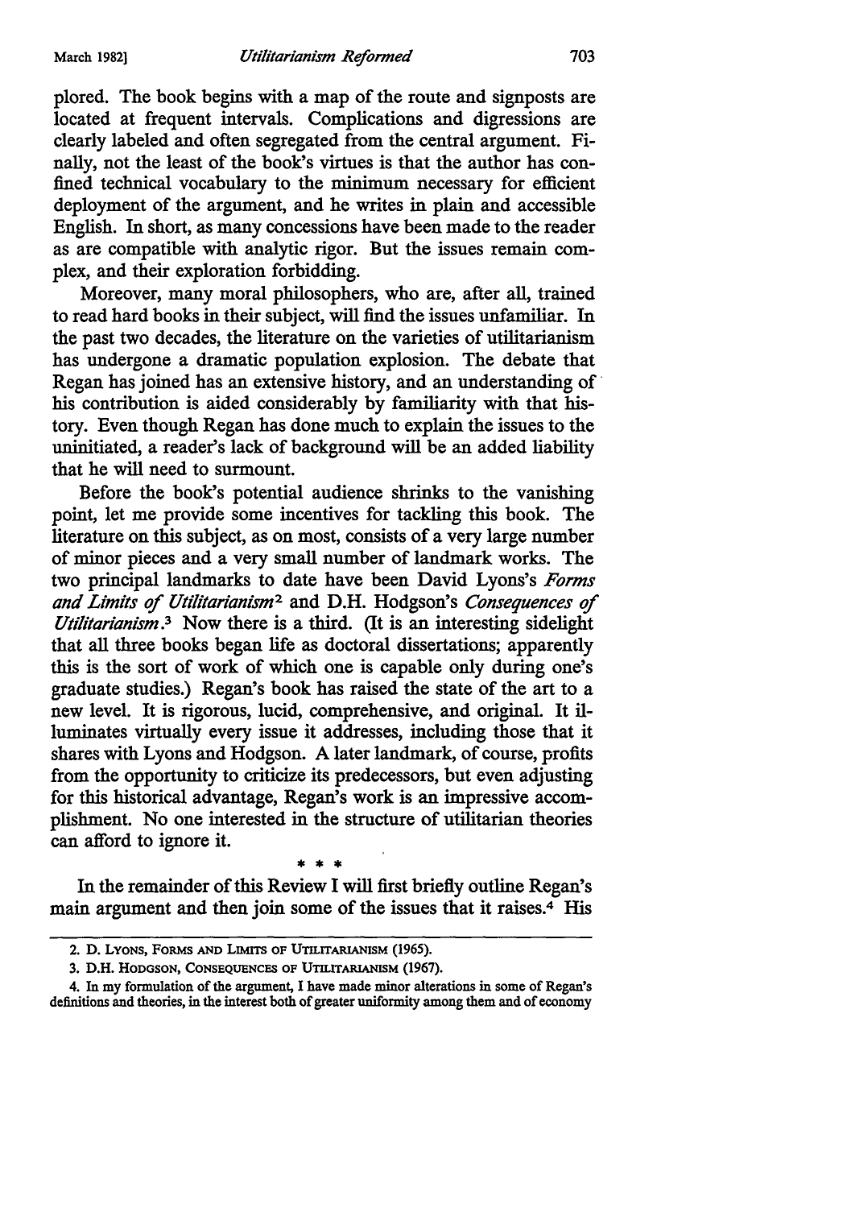plored. The book begins with a map of the route and signposts are located at frequent intervals. Complications and digressions are clearly labeled and often segregated from the central argument. Finally, not the least of the book's virtues is that the author has confined technical vocabulary to the minimum necessary for efficient deployment of the argument, and he writes in plain and accessible English. In short, as many concessions have been made to the reader as are compatible with analytic rigor. But the issues remain complex, and their exploration forbidding.

Moreover, many moral philosophers, who are, after all, trained to read hard books in their subject, will find the issues unfamiliar. In the past two decades, the literature on the varieties of utilitarianism has undergone a dramatic population explosion. The debate that Regan has joined has an extensive history, and an understanding of his contribution is aided considerably by familiarity with that history. Even though Regan has done much to explain the issues to the uninitiated, a reader's lack of background will be an added liability that he will need to surmount.

Before the book's potential audience shrinks to the vanishing point, let me provide some incentives for tackling this book. The literature on this subject, as on most, consists of a very large number of minor pieces and a very small number of landmark works. The two principal landmarks to date have been David Lyons's *Forms and Limits of Utilitarianism*[2] and D.H. Hodgson's *Consequences of Utilitarianism*.[3] Now there is a third. (It is an interesting sidelight that all three books began life as doctoral dissertations; apparently this is the sort of work of which one is capable only during one's graduate studies.) Regan's book has raised the state of the art to a new level. It is rigorous, lucid, comprehensive, and original. It illuminates virtually every issue it addresses, including those that it shares with Lyons and Hodgson. A later landmark, of course, profits from the opportunity to criticize its predecessors, but even adjusting for this historical advantage, Regan's work is an impressive accomplishment. No one interested in the structure of utilitarian theories can afford to ignore it.

\* \* \*

In the remainder of this Review I will first briefly outline Regan's main argument and then join some of the issues that it raises.[4] His

---

2. D. Lyons, Forms and Limits of Utilitarianism (1965).

3. D.H. Hodgson, Consequences of Utilitarianism (1967).

4. In my formulation of the argument, I have made minor alterations in some of Regan's definitions and theories, in the interest both of greater uniformity among them and of economy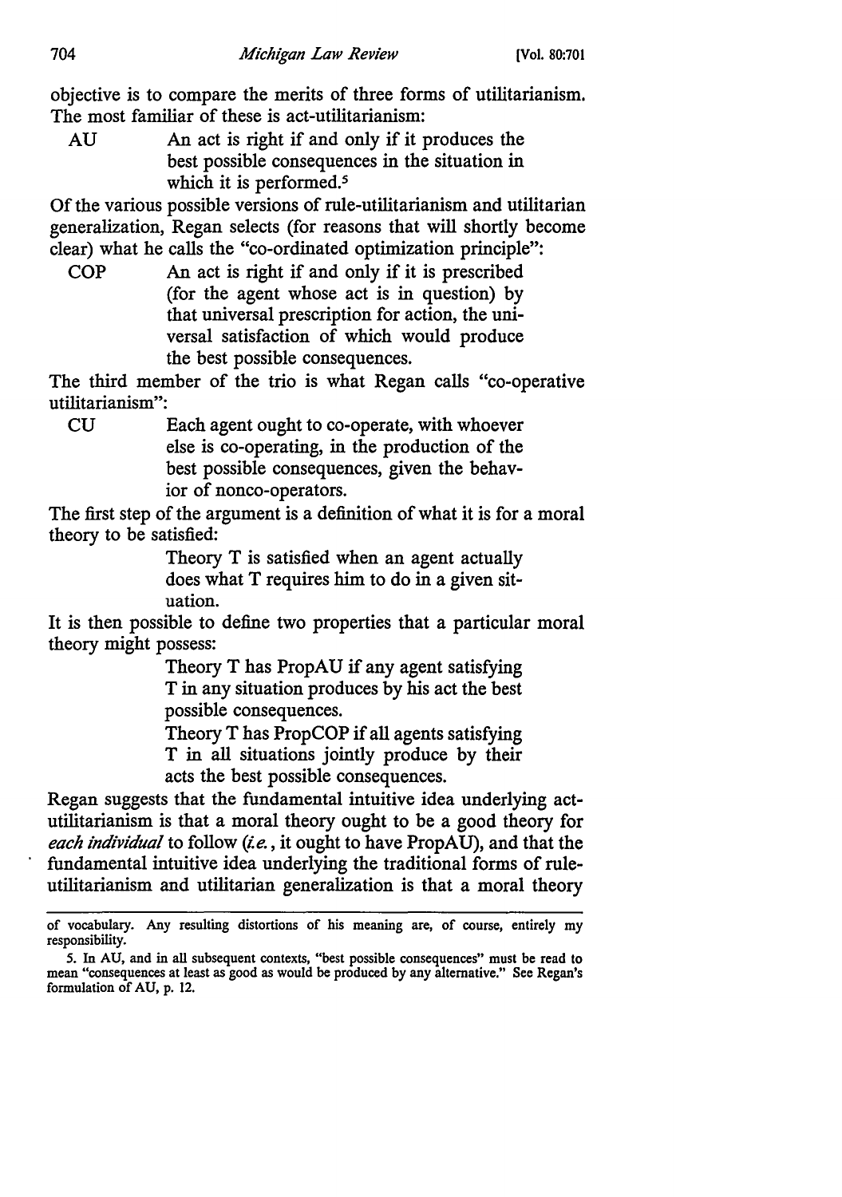objective is to compare the merits of three forms of utilitarianism. The most familiar of these is act-utilitarianism:

AU An act is right if and only if it produces the best possible consequences in the situation in which it is performed.[5]

Of the various possible versions of rule-utilitarianism and utilitarian generalization, Regan selects (for reasons that will shortly become clear) what he calls the "co-ordinated optimization principle":

COP An act is right if and only if it is prescribed (for the agent whose act is in question) by that universal prescription for action, the universal satisfaction of which would produce the best possible consequences.

The third member of the trio is what Regan calls "co-operative utilitarianism":

CU Each agent ought to co-operate, with whoever else is co-operating, in the production of the best possible consequences, given the behavior of nonco-operators.

The first step of the argument is a definition of what it is for a moral theory to be satisfied:

> Theory T is satisfied when an agent actually does what T requires him to do in a given situation.

It is then possible to define two properties that a particular moral theory might possess:

> Theory T has PropAU if any agent satisfying T in any situation produces by his act the best possible consequences.
>
> Theory T has PropCOP if all agents satisfying T in all situations jointly produce by their acts the best possible consequences.

Regan suggests that the fundamental intuitive idea underlying act-utilitarianism is that a moral theory ought to be a good theory for *each individual* to follow (*i.e.*, it ought to have PropAU), and that the fundamental intuitive idea underlying the traditional forms of rule-utilitarianism and utilitarian generalization is that a moral theory

---

of vocabulary. Any resulting distortions of his meaning are, of course, entirely my responsibility.

5. In AU, and in all subsequent contexts, "best possible consequences" must be read to mean "consequences at least as good as would be produced by any alternative." See Regan's formulation of AU, p. 12.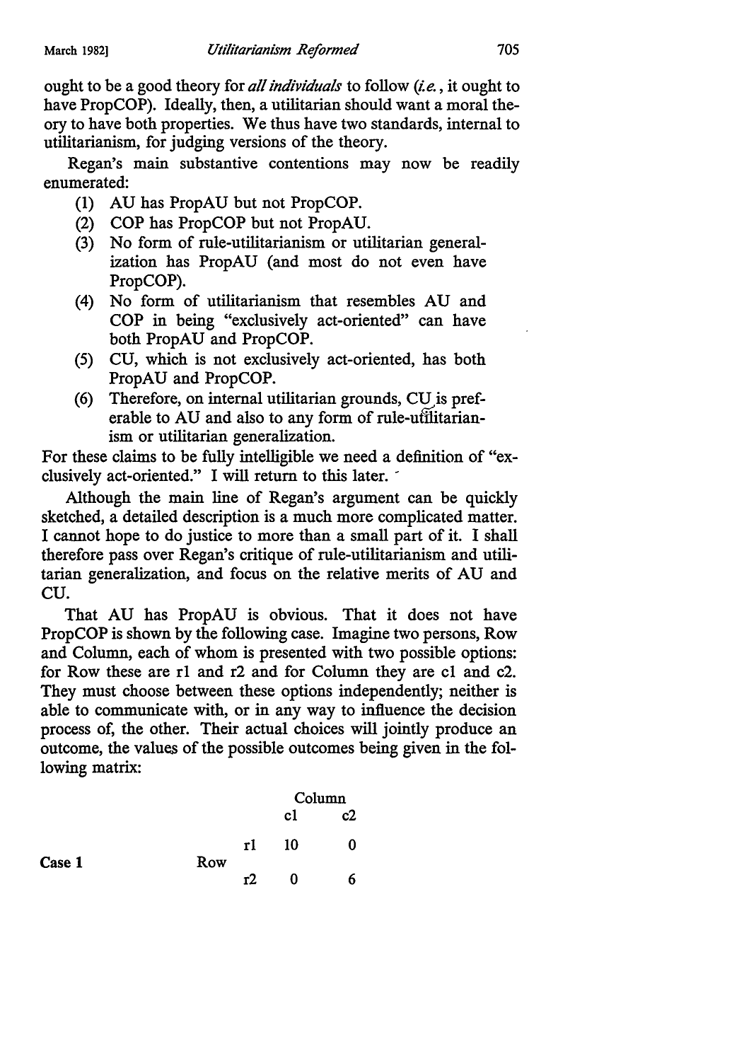ought to be a good theory for *all individuals* to follow (*i.e.*, it ought to have PropCOP). Ideally, then, a utilitarian should want a moral theory to have both properties. We thus have two standards, internal to utilitarianism, for judging versions of the theory.

Regan's main substantive contentions may now be readily enumerated:

(1) AU has PropAU but not PropCOP.
(2) COP has PropCOP but not PropAU.
(3) No form of rule-utilitarianism or utilitarian generalization has PropAU (and most do not even have PropCOP).
(4) No form of utilitarianism that resembles AU and COP in being "exclusively act-oriented" can have both PropAU and PropCOP.
(5) CU, which is not exclusively act-oriented, has both PropAU and PropCOP.
(6) Therefore, on internal utilitarian grounds, CU is preferable to AU and also to any form of rule-utilitarianism or utilitarian generalization.

For these claims to be fully intelligible we need a definition of "exclusively act-oriented." I will return to this later.

Although the main line of Regan's argument can be quickly sketched, a detailed description is a much more complicated matter. I cannot hope to do justice to more than a small part of it. I shall therefore pass over Regan's critique of rule-utilitarianism and utilitarian generalization, and focus on the relative merits of AU and CU.

That AU has PropAU is obvious. That it does not have PropCOP is shown by the following case. Imagine two persons, Row and Column, each of whom is presented with two possible options: for Row these are r1 and r2 and for Column they are c1 and c2. They must choose between these options independently; neither is able to communicate with, or in any way to influence the decision process of, the other. Their actual choices will jointly produce an outcome, the values of the possible outcomes being given in the following matrix:

**Case 1**

| | | Column c1 | Column c2 |
|---|---|---|---|
| Row | r1 | 10 | 0 |
| | r2 | 0 | 6 |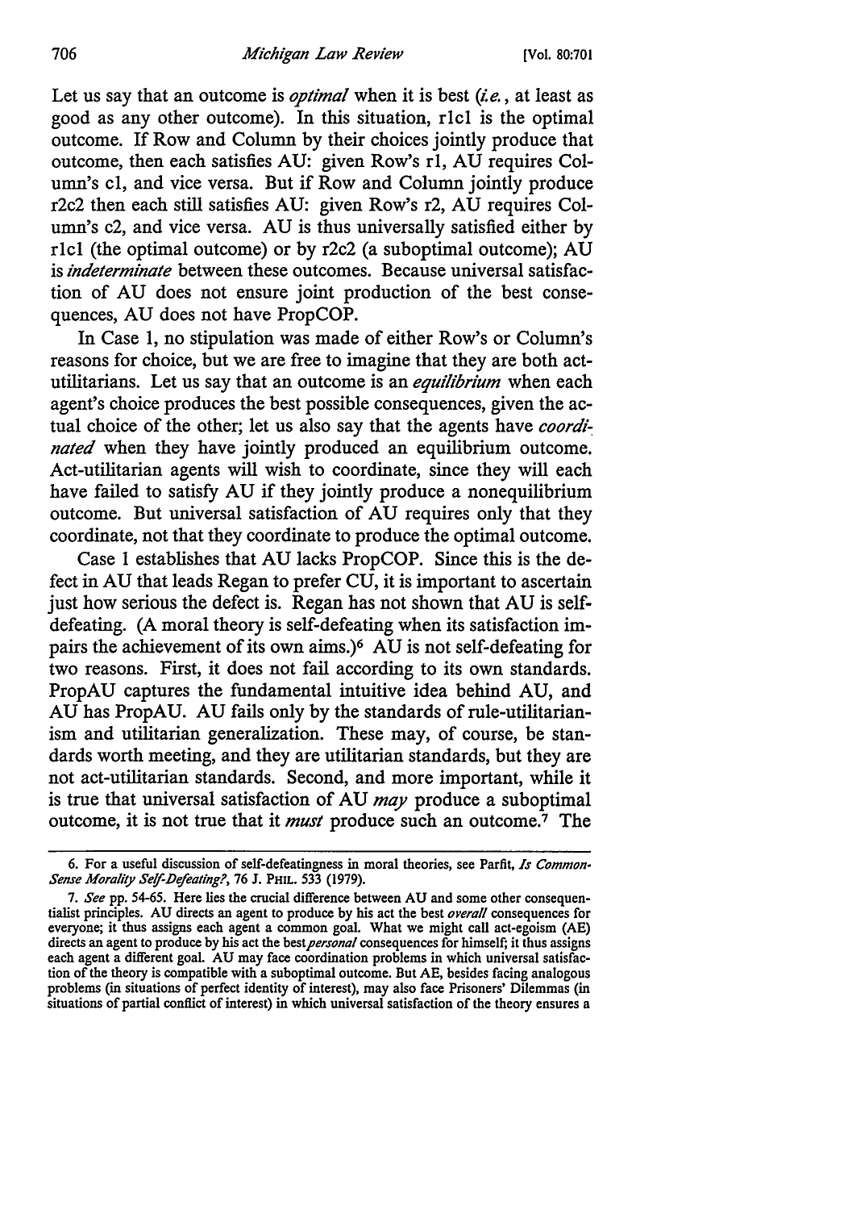Let us say that an outcome is *optimal* when it is best (*i.e.*, at least as good as any other outcome). In this situation, r1c1 is the optimal outcome. If Row and Column by their choices jointly produce that outcome, then each satisfies AU: given Row's r1, AU requires Column's c1, and vice versa. But if Row and Column jointly produce r2c2 then each still satisfies AU: given Row's r2, AU requires Column's c2, and vice versa. AU is thus universally satisfied either by r1c1 (the optimal outcome) or by r2c2 (a suboptimal outcome); AU is *indeterminate* between these outcomes. Because universal satisfaction of AU does not ensure joint production of the best consequences, AU does not have PropCOP.

In Case 1, no stipulation was made of either Row's or Column's reasons for choice, but we are free to imagine that they are both act-utilitarians. Let us say that an outcome is an *equilibrium* when each agent's choice produces the best possible consequences, given the actual choice of the other; let us also say that the agents have *coordinated* when they have jointly produced an equilibrium outcome. Act-utilitarian agents will wish to coordinate, since they will each have failed to satisfy AU if they jointly produce a nonequilibrium outcome. But universal satisfaction of AU requires only that they coordinate, not that they coordinate to produce the optimal outcome.

Case 1 establishes that AU lacks PropCOP. Since this is the defect in AU that leads Regan to prefer CU, it is important to ascertain just how serious the defect is. Regan has not shown that AU is self-defeating. (A moral theory is self-defeating when its satisfaction impairs the achievement of its own aims.)[6] AU is not self-defeating for two reasons. First, it does not fail according to its own standards. PropAU captures the fundamental intuitive idea behind AU, and AU has PropAU. AU fails only by the standards of rule-utilitarianism and utilitarian generalization. These may, of course, be standards worth meeting, and they are utilitarian standards, but they are not act-utilitarian standards. Second, and more important, while it is true that universal satisfaction of AU *may* produce a suboptimal outcome, it is not true that it *must* produce such an outcome.[7] The

---

6. For a useful discussion of self-defeatingness in moral theories, see Parfit, *Is Common-Sense Morality Self-Defeating?*, 76 J. PHIL. 533 (1979).

7. *See* pp. 54-65. Here lies the crucial difference between AU and some other consequentialist principles. AU directs an agent to produce by his act the best *overall* consequences for everyone; it thus assigns each agent a common goal. What we might call act-egoism (AE) directs an agent to produce by his act the best *personal* consequences for himself; it thus assigns each agent a different goal. AU may face coordination problems in which universal satisfaction of the theory is compatible with a suboptimal outcome. But AE, besides facing analogous problems (in situations of perfect identity of interest), may also face Prisoners' Dilemmas (in situations of partial conflict of interest) in which universal satisfaction of the theory ensures a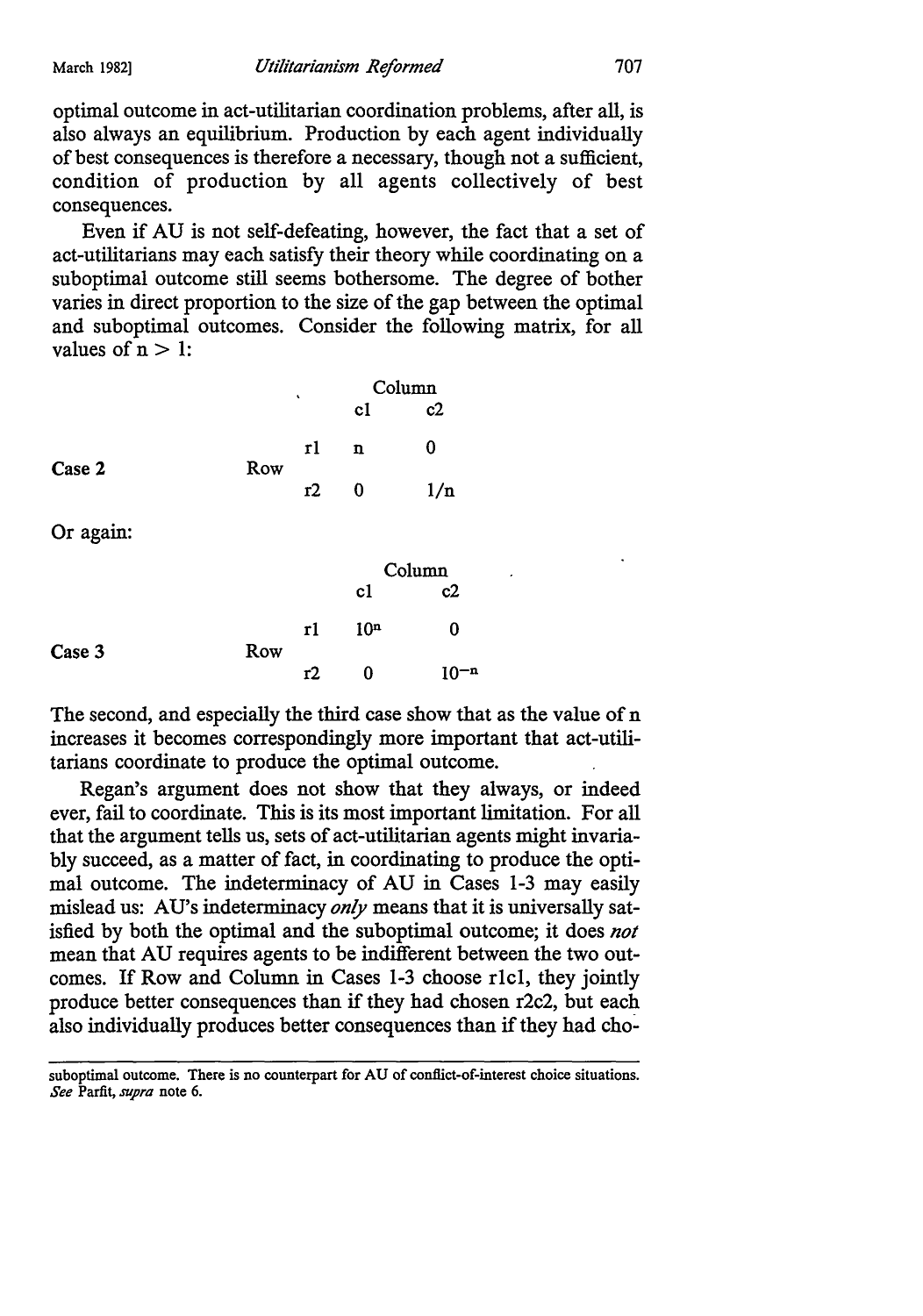optimal outcome in act-utilitarian coordination problems, after all, is also always an equilibrium. Production by each agent individually of best consequences is therefore a necessary, though not a sufficient, condition of production by all agents collectively of best consequences.

Even if AU is not self-defeating, however, the fact that a set of act-utilitarians may each satisfy their theory while coordinating on a suboptimal outcome still seems bothersome. The degree of bother varies in direct proportion to the size of the gap between the optimal and suboptimal outcomes. Consider the following matrix, for all values of $n > 1$:

Case 2

| | | Column c1 | Column c2 |
|---|---|---|---|
| Row | r1 | $n$ | 0 |
| | r2 | 0 | $1/n$ |

Or again:

Case 3

| | | Column c1 | Column c2 |
|---|---|---|---|
| Row | r1 | $10^n$ | 0 |
| | r2 | 0 | $10^{-n}$ |

The second, and especially the third case show that as the value of n increases it becomes correspondingly more important that act-utilitarians coordinate to produce the optimal outcome.

Regan's argument does not show that they always, or indeed ever, fail to coordinate. This is its most important limitation. For all that the argument tells us, sets of act-utilitarian agents might invariably succeed, as a matter of fact, in coordinating to produce the optimal outcome. The indeterminacy of AU in Cases 1-3 may easily mislead us: AU's indeterminacy *only* means that it is universally satisfied by both the optimal and the suboptimal outcome; it does *not* mean that AU requires agents to be indifferent between the two outcomes. If Row and Column in Cases 1-3 choose r1c1, they jointly produce better consequences than if they had chosen r2c2, but each also individually produces better consequences than if they had cho-

suboptimal outcome. There is no counterpart for AU of conflict-of-interest choice situations. *See* Parfit, *supra* note 6.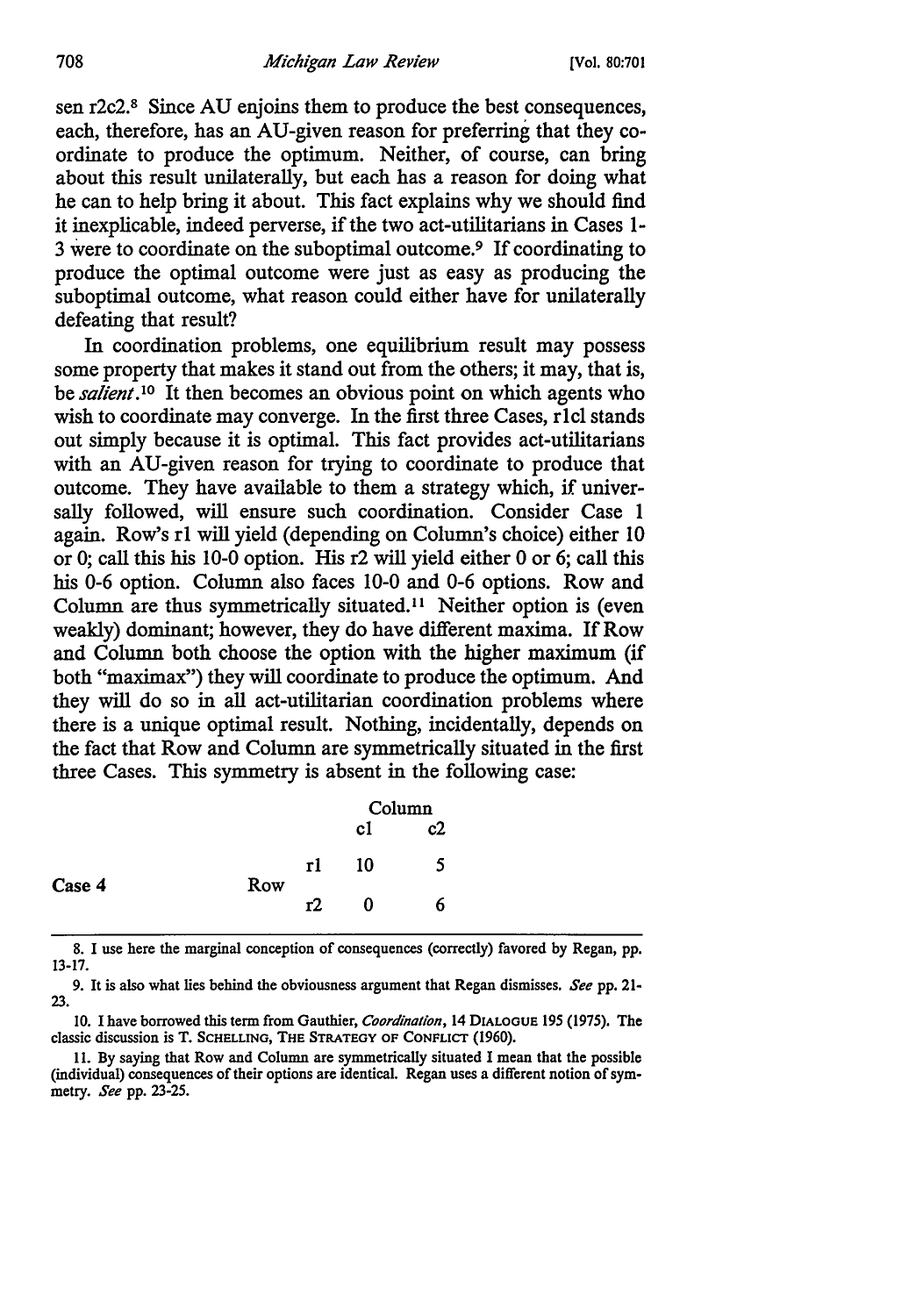sen r2c2.[8] Since AU enjoins them to produce the best consequences, each, therefore, has an AU-given reason for preferring that they coordinate to produce the optimum. Neither, of course, can bring about this result unilaterally, but each has a reason for doing what he can to help bring it about. This fact explains why we should find it inexplicable, indeed perverse, if the two act-utilitarians in Cases 1-3 were to coordinate on the suboptimal outcome.[9] If coordinating to produce the optimal outcome were just as easy as producing the suboptimal outcome, what reason could either have for unilaterally defeating that result?

In coordination problems, one equilibrium result may possess some property that makes it stand out from the others; it may, that is, be *salient*.[10] It then becomes an obvious point on which agents who wish to coordinate may converge. In the first three Cases, r1c1 stands out simply because it is optimal. This fact provides act-utilitarians with an AU-given reason for trying to coordinate to produce that outcome. They have available to them a strategy which, if universally followed, will ensure such coordination. Consider Case 1 again. Row's r1 will yield (depending on Column's choice) either 10 or 0; call this his 10-0 option. His r2 will yield either 0 or 6; call this his 0-6 option. Column also faces 10-0 and 0-6 options. Row and Column are thus symmetrically situated.[11] Neither option is (even weakly) dominant; however, they do have different maxima. If Row and Column both choose the option with the higher maximum (if both "maximax") they will coordinate to produce the optimum. And they will do so in all act-utilitarian coordination problems where there is a unique optimal result. Nothing, incidentally, depends on the fact that Row and Column are symmetrically situated in the first three Cases. This symmetry is absent in the following case:

**Case 4**

| | | Column c1 | Column c2 |
|---|---|---|---|
| Row | r1 | 10 | 5 |
| | r2 | 0 | 6 |

---

8. I use here the marginal conception of consequences (correctly) favored by Regan, pp. 13-17.

9. It is also what lies behind the obviousness argument that Regan dismisses. *See* pp. 21-23.

10. I have borrowed this term from Gauthier, *Coordination*, 14 DIALOGUE 195 (1975). The classic discussion is T. SCHELLING, THE STRATEGY OF CONFLICT (1960).

11. By saying that Row and Column are symmetrically situated I mean that the possible (individual) consequences of their options are identical. Regan uses a different notion of symmetry. *See* pp. 23-25.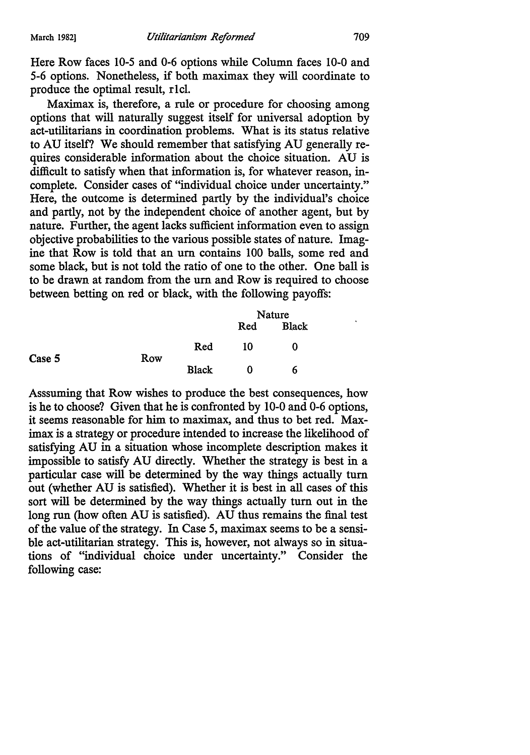Here Row faces 10-5 and 0-6 options while Column faces 10-0 and 5-6 options. Nonetheless, if both maximax they will coordinate to produce the optimal result, r1c1.

Maximax is, therefore, a rule or procedure for choosing among options that will naturally suggest itself for universal adoption by act-utilitarians in coordination problems. What is its status relative to AU itself? We should remember that satisfying AU generally requires considerable information about the choice situation. AU is difficult to satisfy when that information is, for whatever reason, incomplete. Consider cases of "individual choice under uncertainty." Here, the outcome is determined partly by the individual's choice and partly, not by the independent choice of another agent, but by nature. Further, the agent lacks sufficient information even to assign objective probabilities to the various possible states of nature. Imagine that Row is told that an urn contains 100 balls, some red and some black, but is not told the ratio of one to the other. One ball is to be drawn at random from the urn and Row is required to choose between betting on red or black, with the following payoffs:

| Case 5 | | | Nature | |
|---|---|---|---|---|
| | | | Red | Black |
| | Row | Red | 10 | 0 |
| | | Black | 0 | 6 |

Asssuming that Row wishes to produce the best consequences, how is he to choose? Given that he is confronted by 10-0 and 0-6 options, it seems reasonable for him to maximax, and thus to bet red. Maximax is a strategy or procedure intended to increase the likelihood of satisfying AU in a situation whose incomplete description makes it impossible to satisfy AU directly. Whether the strategy is best in a particular case will be determined by the way things actually turn out (whether AU is satisfied). Whether it is best in all cases of this sort will be determined by the way things actually turn out in the long run (how often AU is satisfied). AU thus remains the final test of the value of the strategy. In Case 5, maximax seems to be a sensible act-utilitarian strategy. This is, however, not always so in situations of "individual choice under uncertainty." Consider the following case: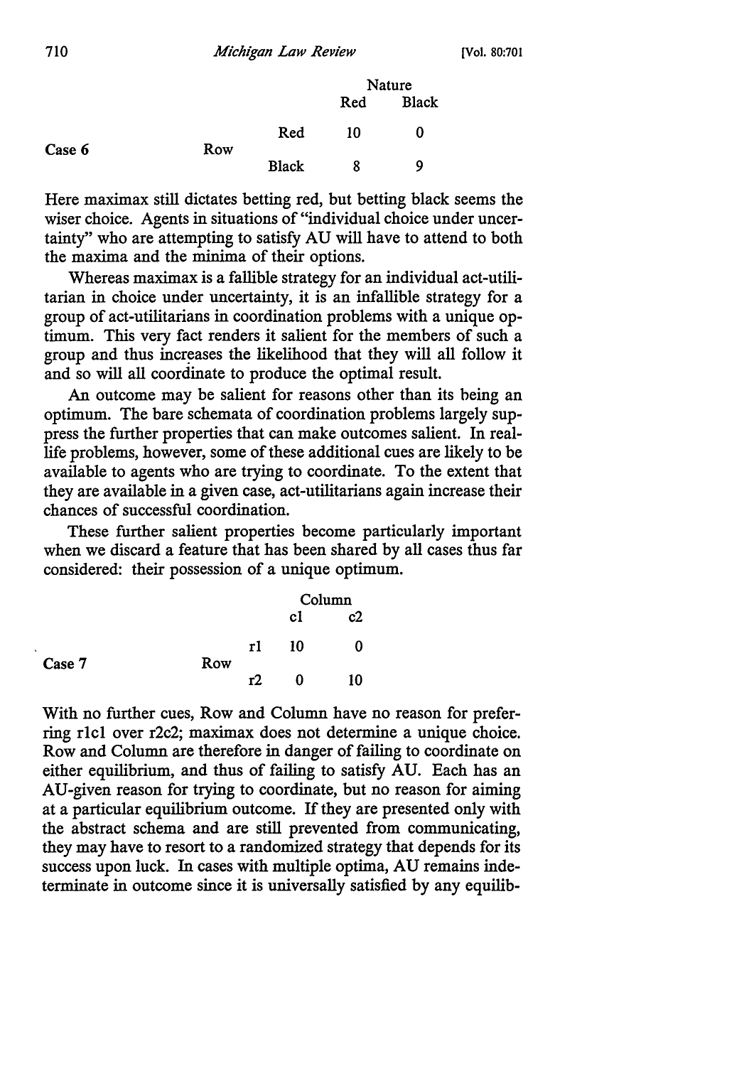| Case 6 | | | Nature | |
|---|---|---|---|---|
| | | | Red | Black |
| | Row | Red | 10 | 0 |
| | | Black | 8 | 9 |

Here maximax still dictates betting red, but betting black seems the wiser choice. Agents in situations of "individual choice under uncertainty" who are attempting to satisfy AU will have to attend to both the maxima and the minima of their options.

Whereas maximax is a fallible strategy for an individual act-utilitarian in choice under uncertainty, it is an infallible strategy for a group of act-utilitarians in coordination problems with a unique optimum. This very fact renders it salient for the members of such a group and thus increases the likelihood that they will all follow it and so will all coordinate to produce the optimal result.

An outcome may be salient for reasons other than its being an optimum. The bare schemata of coordination problems largely suppress the further properties that can make outcomes salient. In real-life problems, however, some of these additional cues are likely to be available to agents who are trying to coordinate. To the extent that they are available in a given case, act-utilitarians again increase their chances of successful coordination.

These further salient properties become particularly important when we discard a feature that has been shared by all cases thus far considered: their possession of a unique optimum.

| Case 7 | | | Column | |
|---|---|---|---|---|
| | | | c1 | c2 |
| | Row | r1 | 10 | 0 |
| | | r2 | 0 | 10 |

With no further cues, Row and Column have no reason for preferring r1c1 over r2c2; maximax does not determine a unique choice. Row and Column are therefore in danger of failing to coordinate on either equilibrium, and thus of failing to satisfy AU. Each has an AU-given reason for trying to coordinate, but no reason for aiming at a particular equilibrium outcome. If they are presented only with the abstract schema and are still prevented from communicating, they may have to resort to a randomized strategy that depends for its success upon luck. In cases with multiple optima, AU remains indeterminate in outcome since it is universally satisfied by any equilib-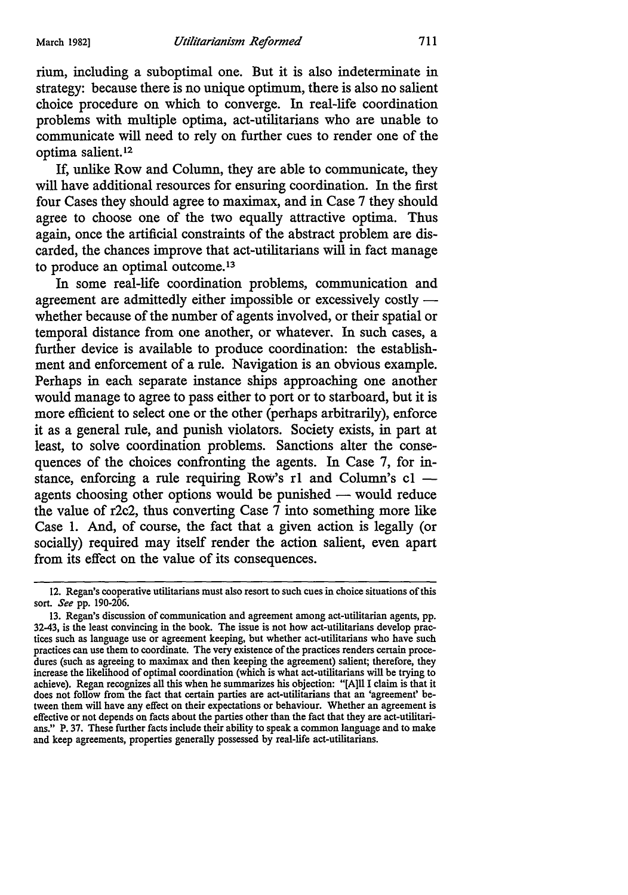rium, including a suboptimal one. But it is also indeterminate in strategy: because there is no unique optimum, there is also no salient choice procedure on which to converge. In real-life coordination problems with multiple optima, act-utilitarians who are unable to communicate will need to rely on further cues to render one of the optima salient.[12]

If, unlike Row and Column, they are able to communicate, they will have additional resources for ensuring coordination. In the first four Cases they should agree to maximax, and in Case 7 they should agree to choose one of the two equally attractive optima. Thus again, once the artificial constraints of the abstract problem are discarded, the chances improve that act-utilitarians will in fact manage to produce an optimal outcome.[13]

In some real-life coordination problems, communication and agreement are admittedly either impossible or excessively costly — whether because of the number of agents involved, or their spatial or temporal distance from one another, or whatever. In such cases, a further device is available to produce coordination: the establishment and enforcement of a rule. Navigation is an obvious example. Perhaps in each separate instance ships approaching one another would manage to agree to pass either to port or to starboard, but it is more efficient to select one or the other (perhaps arbitrarily), enforce it as a general rule, and punish violators. Society exists, in part at least, to solve coordination problems. Sanctions alter the consequences of the choices confronting the agents. In Case 7, for instance, enforcing a rule requiring Row's r1 and Column's c1 — agents choosing other options would be punished — would reduce the value of r2c2, thus converting Case 7 into something more like Case 1. And, of course, the fact that a given action is legally (or socially) required may itself render the action salient, even apart from its effect on the value of its consequences.

---

12. Regan's cooperative utilitarians must also resort to such cues in choice situations of this sort. *See* pp. 190-206.

13. Regan's discussion of communication and agreement among act-utilitarian agents, pp. 32-43, is the least convincing in the book. The issue is not how act-utilitarians develop practices such as language use or agreement keeping, but whether act-utilitarians who have such practices can use them to coordinate. The very existence of the practices renders certain procedures (such as agreeing to maximax and then keeping the agreement) salient; therefore, they increase the likelihood of optimal coordination (which is what act-utilitarians will be trying to achieve). Regan recognizes all this when he summarizes his objection: "[A]ll I claim is that it does not follow from the fact that certain parties are act-utilitarians that an 'agreement' between them will have any effect on their expectations or behaviour. Whether an agreement is effective or not depends on facts about the parties other than the fact that they are act-utilitarians." P. 37. These further facts include their ability to speak a common language and to make and keep agreements, properties generally possessed by real-life act-utilitarians.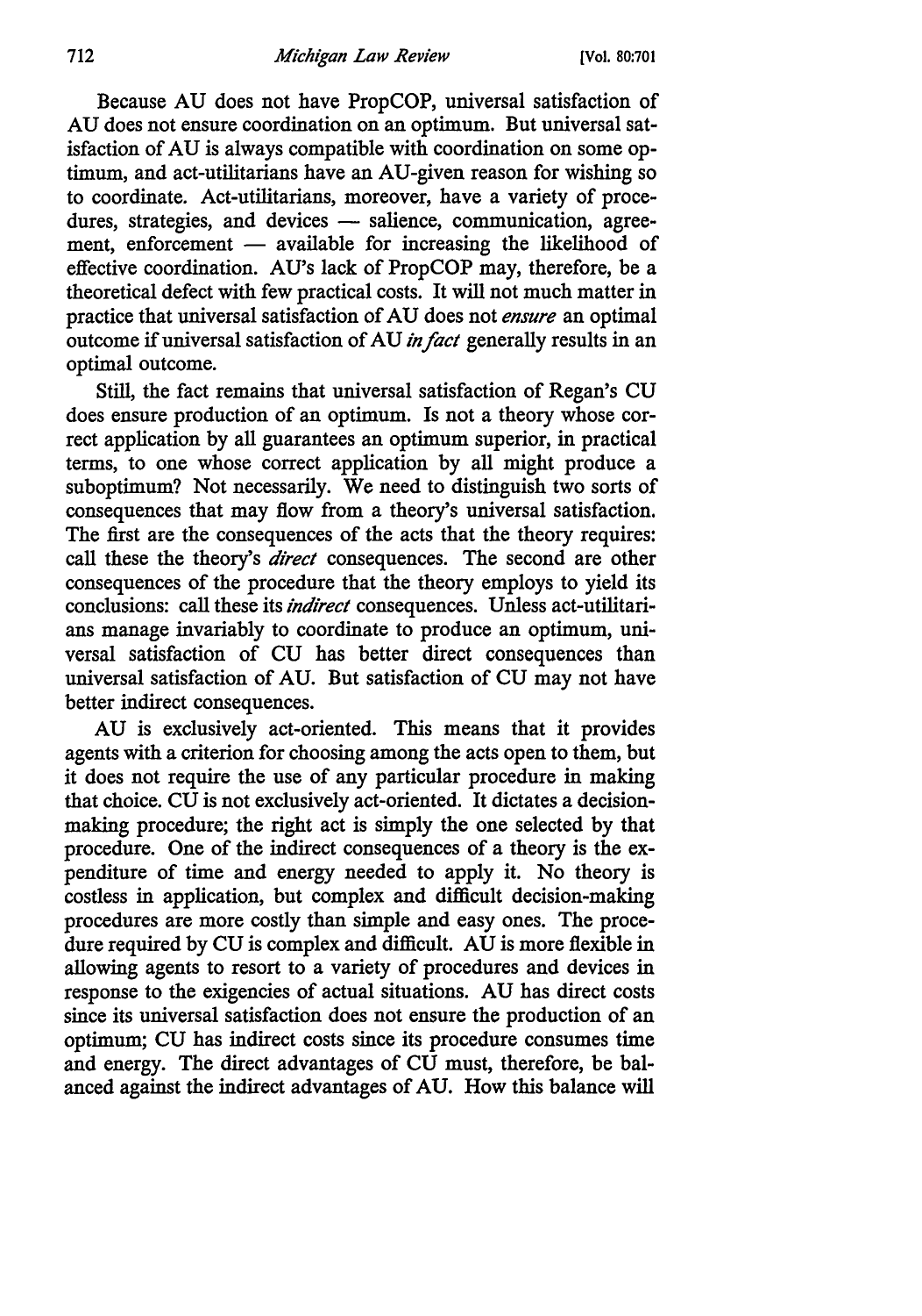Because AU does not have PropCOP, universal satisfaction of AU does not ensure coordination on an optimum. But universal satisfaction of AU is always compatible with coordination on some optimum, and act-utilitarians have an AU-given reason for wishing so to coordinate. Act-utilitarians, moreover, have a variety of procedures, strategies, and devices — salience, communication, agreement, enforcement — available for increasing the likelihood of effective coordination. AU's lack of PropCOP may, therefore, be a theoretical defect with few practical costs. It will not much matter in practice that universal satisfaction of AU does not *ensure* an optimal outcome if universal satisfaction of AU *in fact* generally results in an optimal outcome.

Still, the fact remains that universal satisfaction of Regan's CU does ensure production of an optimum. Is not a theory whose correct application by all guarantees an optimum superior, in practical terms, to one whose correct application by all might produce a suboptimum? Not necessarily. We need to distinguish two sorts of consequences that may flow from a theory's universal satisfaction. The first are the consequences of the acts that the theory requires: call these the theory's *direct* consequences. The second are other consequences of the procedure that the theory employs to yield its conclusions: call these its *indirect* consequences. Unless act-utilitarians manage invariably to coordinate to produce an optimum, universal satisfaction of CU has better direct consequences than universal satisfaction of AU. But satisfaction of CU may not have better indirect consequences.

AU is exclusively act-oriented. This means that it provides agents with a criterion for choosing among the acts open to them, but it does not require the use of any particular procedure in making that choice. CU is not exclusively act-oriented. It dictates a decision-making procedure; the right act is simply the one selected by that procedure. One of the indirect consequences of a theory is the expenditure of time and energy needed to apply it. No theory is costless in application, but complex and difficult decision-making procedures are more costly than simple and easy ones. The procedure required by CU is complex and difficult. AU is more flexible in allowing agents to resort to a variety of procedures and devices in response to the exigencies of actual situations. AU has direct costs since its universal satisfaction does not ensure the production of an optimum; CU has indirect costs since its procedure consumes time and energy. The direct advantages of CU must, therefore, be balanced against the indirect advantages of AU. How this balance will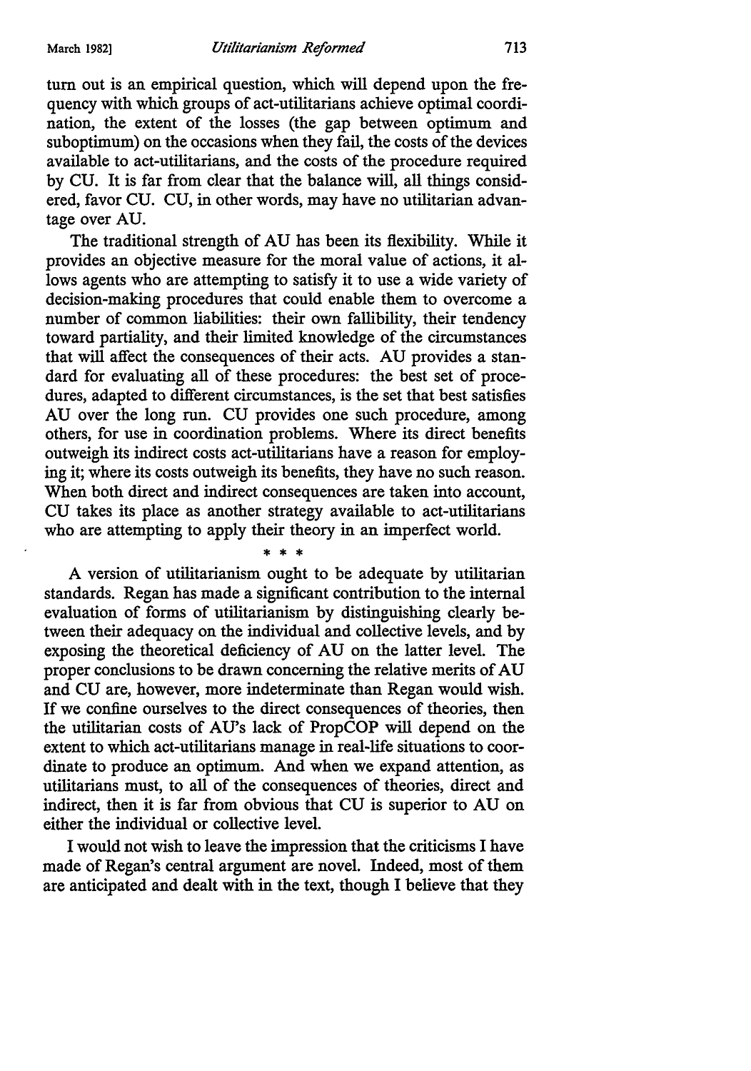turn out is an empirical question, which will depend upon the frequency with which groups of act-utilitarians achieve optimal coordination, the extent of the losses (the gap between optimum and suboptimum) on the occasions when they fail, the costs of the devices available to act-utilitarians, and the costs of the procedure required by CU. It is far from clear that the balance will, all things considered, favor CU. CU, in other words, may have no utilitarian advantage over AU.

The traditional strength of AU has been its flexibility. While it provides an objective measure for the moral value of actions, it allows agents who are attempting to satisfy it to use a wide variety of decision-making procedures that could enable them to overcome a number of common liabilities: their own fallibility, their tendency toward partiality, and their limited knowledge of the circumstances that will affect the consequences of their acts. AU provides a standard for evaluating all of these procedures: the best set of procedures, adapted to different circumstances, is the set that best satisfies AU over the long run. CU provides one such procedure, among others, for use in coordination problems. Where its direct benefits outweigh its indirect costs act-utilitarians have a reason for employing it; where its costs outweigh its benefits, they have no such reason. When both direct and indirect consequences are taken into account, CU takes its place as another strategy available to act-utilitarians who are attempting to apply their theory in an imperfect world.

\* \* \*

A version of utilitarianism ought to be adequate by utilitarian standards. Regan has made a significant contribution to the internal evaluation of forms of utilitarianism by distinguishing clearly between their adequacy on the individual and collective levels, and by exposing the theoretical deficiency of AU on the latter level. The proper conclusions to be drawn concerning the relative merits of AU and CU are, however, more indeterminate than Regan would wish. If we confine ourselves to the direct consequences of theories, then the utilitarian costs of AU's lack of PropCOP will depend on the extent to which act-utilitarians manage in real-life situations to coordinate to produce an optimum. And when we expand attention, as utilitarians must, to all of the consequences of theories, direct and indirect, then it is far from obvious that CU is superior to AU on either the individual or collective level.

I would not wish to leave the impression that the criticisms I have made of Regan's central argument are novel. Indeed, most of them are anticipated and dealt with in the text, though I believe that they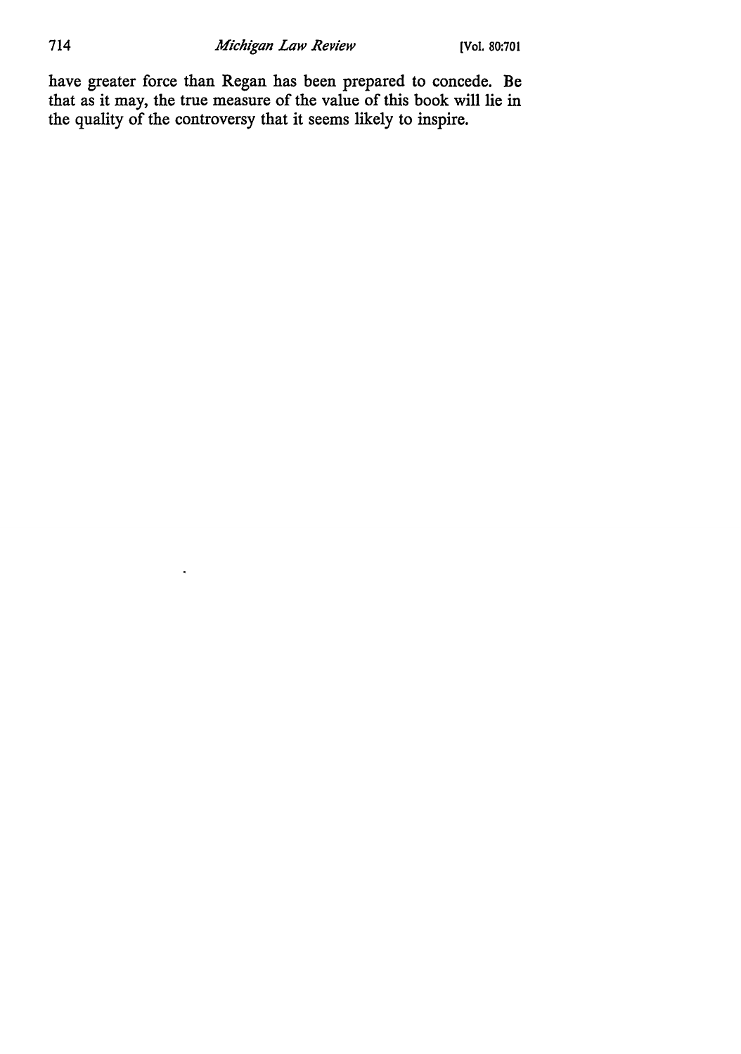have greater force than Regan has been prepared to concede. Be that as it may, the true measure of the value of this book will lie in the quality of the controversy that it seems likely to inspire.